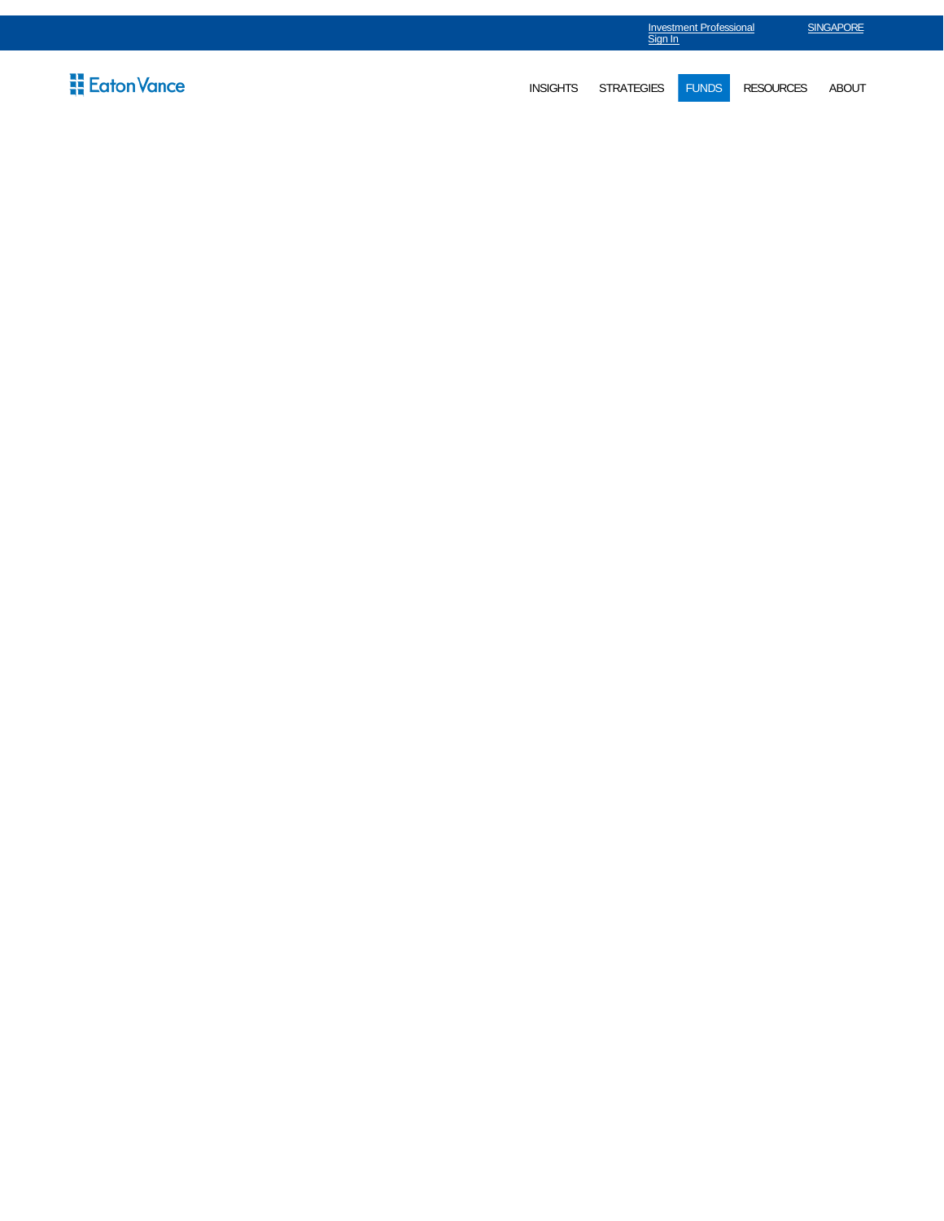[Investment Professional Sign In](#) [SINGAPORE](#)

Eaton Vance

INSIGHTS STRATEGIES FUNDS RESOURCES ABOUT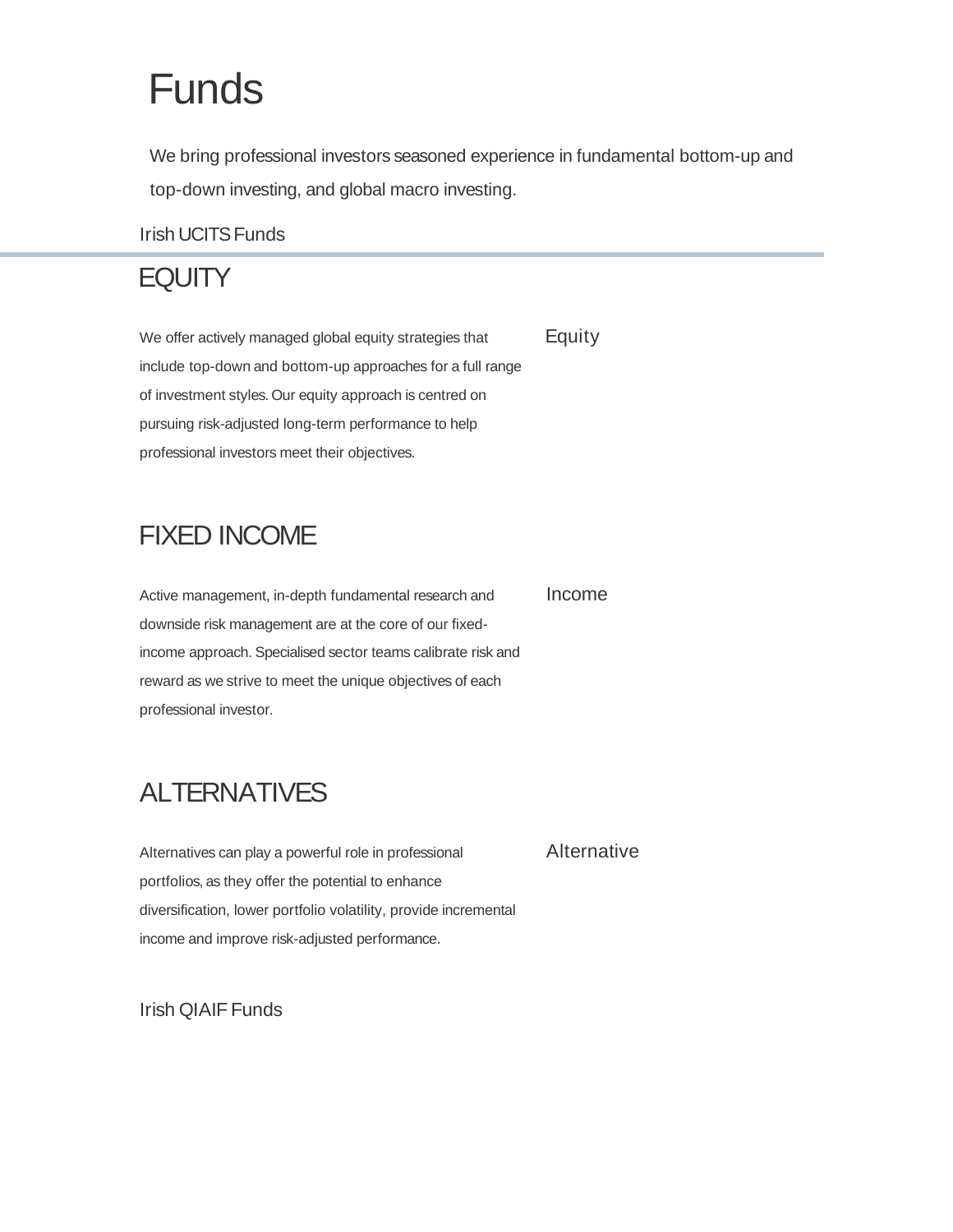# Funds

We bring professional investors seasoned experience in fundamental bottom-up and top-down investing, and global macro investing.

Irish UCITS Funds

## EQUITY

We offer actively managed global equity strategies that include top-down and bottom-up approaches for a full range of investment styles. Our equity approach is centred on pursuing risk-adjusted long-term performance to help professional investors meet their objectives.

Equity

## FIXED INCOME

Active management, in-depth fundamental research and downside risk management are at the core of our fixed-income approach. Specialised sector teams calibrate risk and reward as we strive to meet the unique objectives of each professional investor.

Income

## ALTERNATIVES

Alternatives can play a powerful role in professional portfolios, as they offer the potential to enhance diversification, lower portfolio volatility, provide incremental income and improve risk-adjusted performance.

Alternative

Irish QIAIF Funds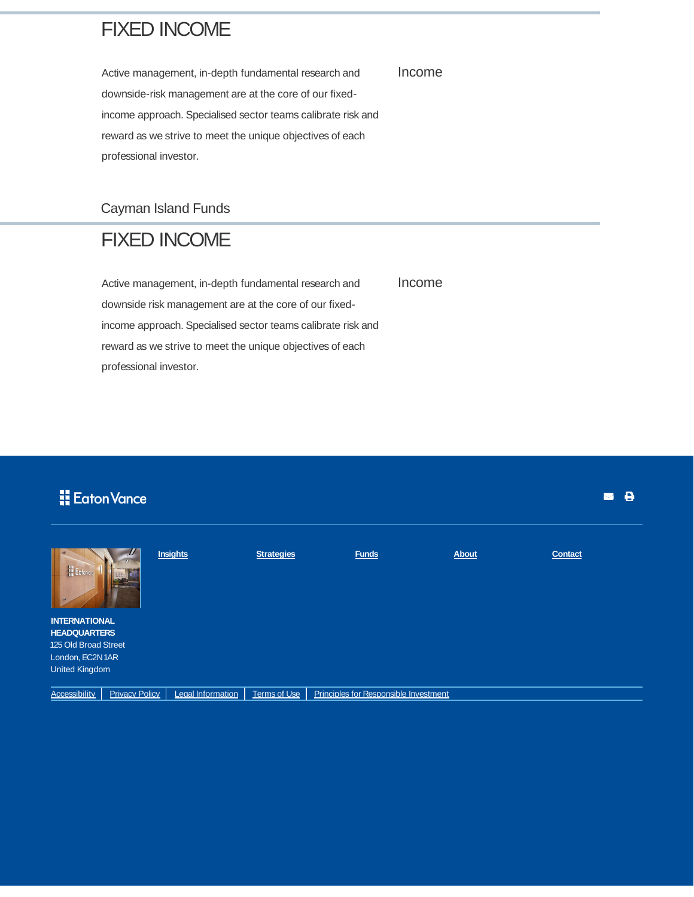## FIXED INCOME

Active management, in-depth fundamental research and downside-risk management are at the core of our fixed-income approach. Specialised sector teams calibrate risk and reward as we strive to meet the unique objectives of each professional investor.

Income

Cayman Island Funds

## FIXED INCOME

Active management, in-depth fundamental research and downside risk management are at the core of our fixed-income approach. Specialised sector teams calibrate risk and reward as we strive to meet the unique objectives of each professional investor.

Income

Eaton Vance

[Insights](#) [Strategies](#) [Funds](#) [About](#) [Contact](#)

**INTERNATIONAL HEADQUARTERS**
125 Old Broad Street
London, EC2N 1AR
United Kingdom

[Accessibility](#) | [Privacy Policy](#) | [Legal Information](#) | [Terms of Use](#) | [Principles for Responsible Investment](#)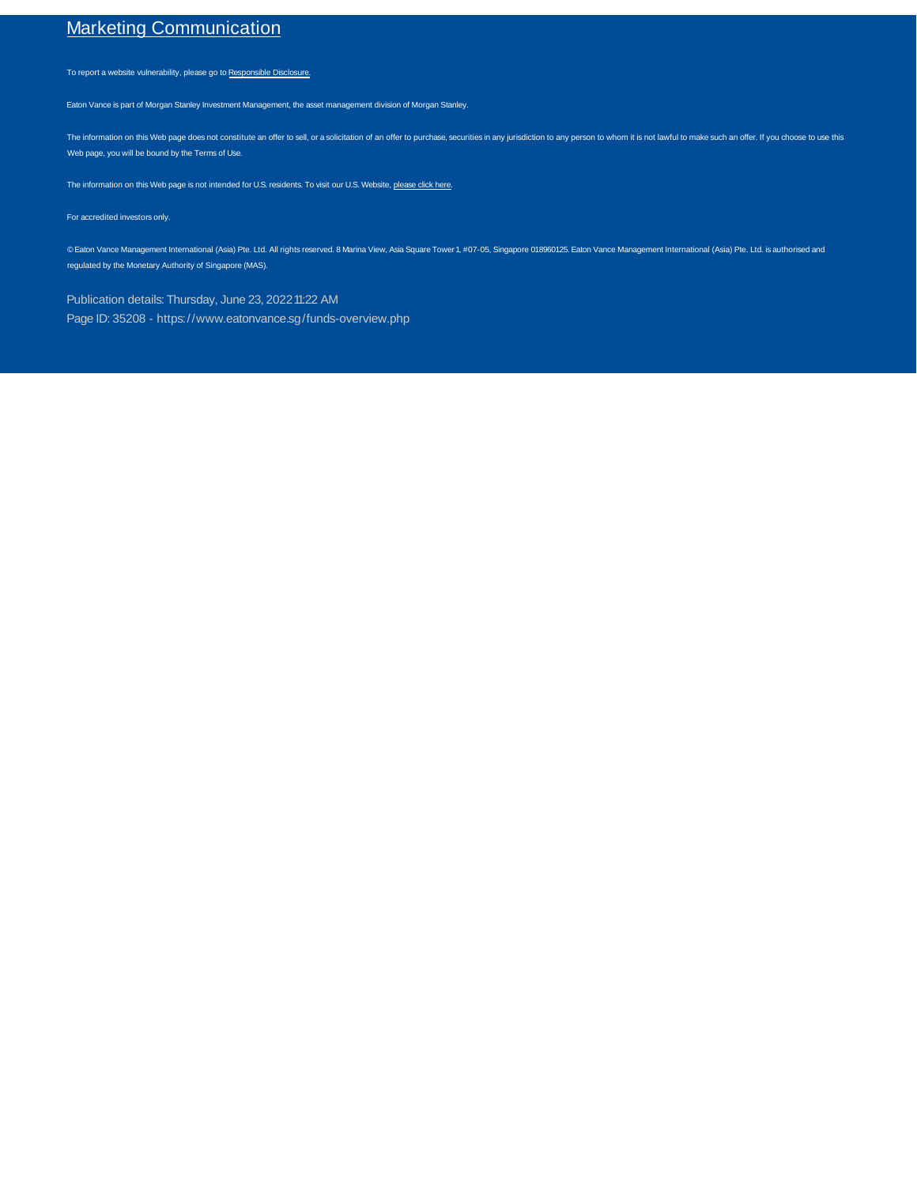[Marketing Communication]

To report a website vulnerability, please go to [Responsible Disclosure].

Eaton Vance is part of Morgan Stanley Investment Management, the asset management division of Morgan Stanley.

The information on this Web page does not constitute an offer to sell, or a solicitation of an offer to purchase, securities in any jurisdiction to any person to whom it is not lawful to make such an offer. If you choose to use this Web page, you will be bound by the Terms of Use.

The information on this Web page is not intended for U.S. residents. To visit our U.S. Website, [please click here].

For accredited investors only.

© Eaton Vance Management International (Asia) Pte. Ltd. All rights reserved. 8 Marina View, Asia Square Tower 1, #07-05, Singapore 018960125. Eaton Vance Management International (Asia) Pte. Ltd. is authorised and regulated by the Monetary Authority of Singapore (MAS).

Publication details: Thursday, June 23, 2022 11:22 AM
Page ID: 35208 - https://www.eatonvance.sg/funds-overview.php